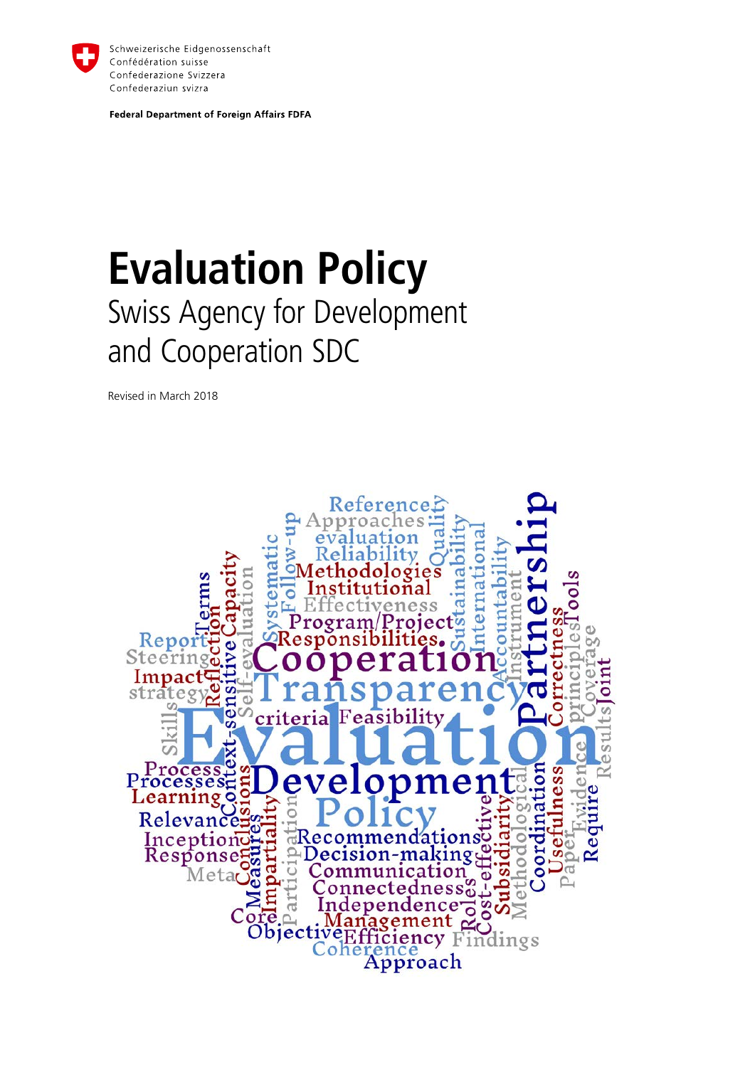Schweizerische Eidgenossenschaft
Confédération suisse
Confederazione Svizzera
Confederaziun svizra

**Federal Department of Foreign Affairs FDFA**

# Evaluation Policy

## Swiss Agency for Development and Cooperation SDC

Revised in March 2018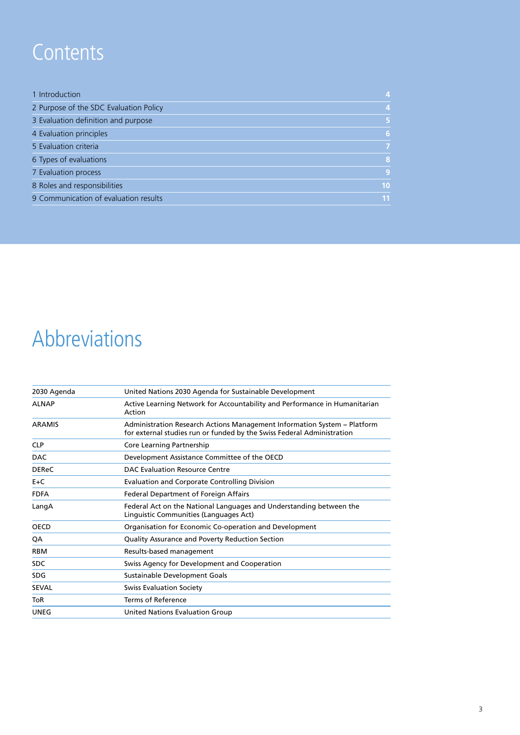# Contents

| | |
|---|---|
| 1 Introduction | 4 |
| 2 Purpose of the SDC Evaluation Policy | 4 |
| 3 Evaluation definition and purpose | 5 |
| 4 Evaluation principles | 6 |
| 5 Evaluation criteria | 7 |
| 6 Types of evaluations | 8 |
| 7 Evaluation process | 9 |
| 8 Roles and responsibilities | 10 |
| 9 Communication of evaluation results | 11 |

# Abbreviations

| | |
|---|---|
| 2030 Agenda | United Nations 2030 Agenda for Sustainable Development |
| ALNAP | Active Learning Network for Accountability and Performance in Humanitarian Action |
| ARAMIS | Administration Research Actions Management Information System – Platform for external studies run or funded by the Swiss Federal Administration |
| CLP | Core Learning Partnership |
| DAC | Development Assistance Committee of the OECD |
| DEReC | DAC Evaluation Resource Centre |
| E+C | Evaluation and Corporate Controlling Division |
| FDFA | Federal Department of Foreign Affairs |
| LangA | Federal Act on the National Languages and Understanding between the Linguistic Communities (Languages Act) |
| OECD | Organisation for Economic Co-operation and Development |
| QA | Quality Assurance and Poverty Reduction Section |
| RBM | Results-based management |
| SDC | Swiss Agency for Development and Cooperation |
| SDG | Sustainable Development Goals |
| SEVAL | Swiss Evaluation Society |
| ToR | Terms of Reference |
| UNEG | United Nations Evaluation Group |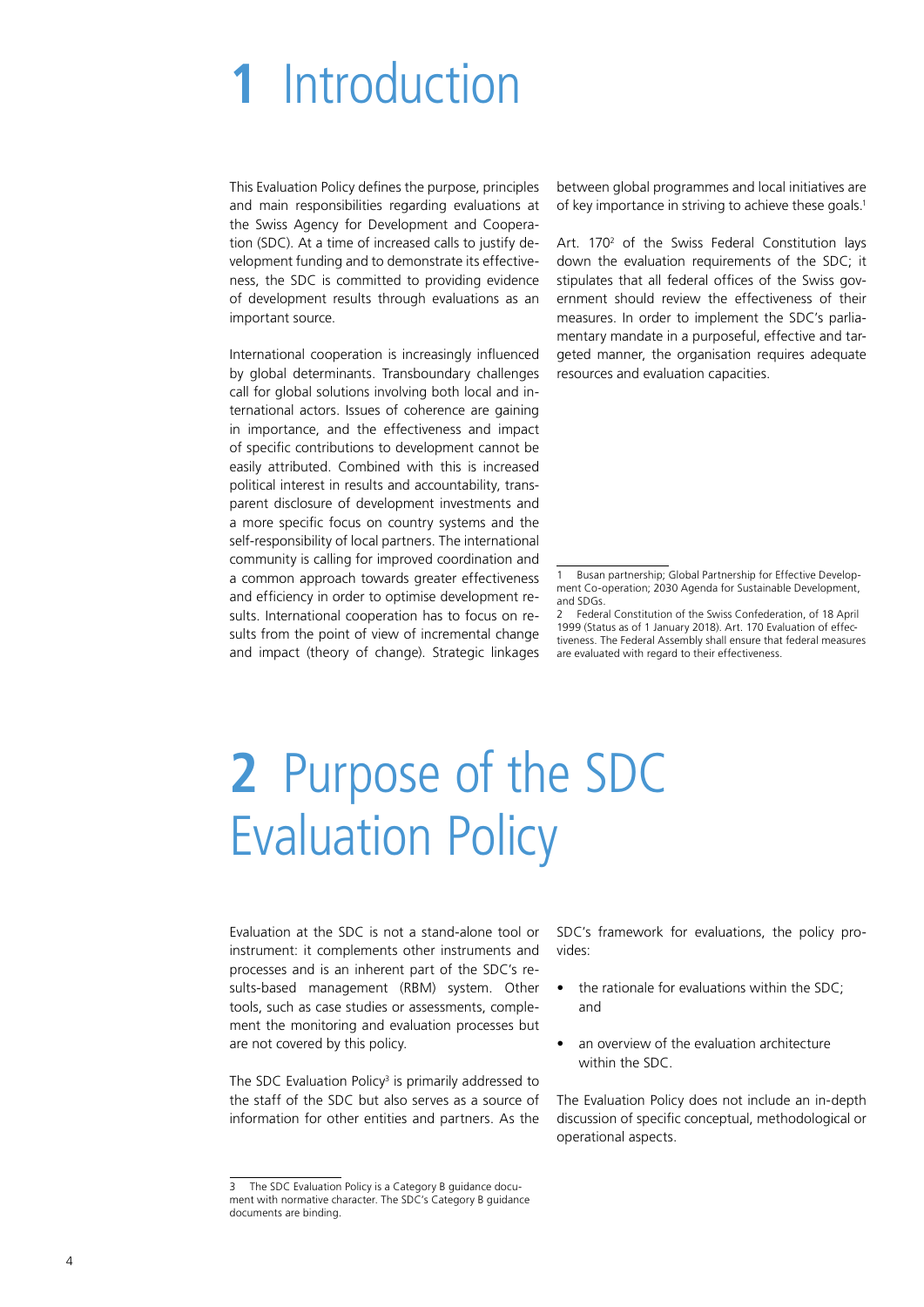# 1 Introduction

This Evaluation Policy defines the purpose, principles and main responsibilities regarding evaluations at the Swiss Agency for Development and Cooperation (SDC). At a time of increased calls to justify development funding and to demonstrate its effectiveness, the SDC is committed to providing evidence of development results through evaluations as an important source.

International cooperation is increasingly influenced by global determinants. Transboundary challenges call for global solutions involving both local and international actors. Issues of coherence are gaining in importance, and the effectiveness and impact of specific contributions to development cannot be easily attributed. Combined with this is increased political interest in results and accountability, transparent disclosure of development investments and a more specific focus on country systems and the self-responsibility of local partners. The international community is calling for improved coordination and a common approach towards greater effectiveness and efficiency in order to optimise development results. International cooperation has to focus on results from the point of view of incremental change and impact (theory of change). Strategic linkages between global programmes and local initiatives are of key importance in striving to achieve these goals.[1]

Art. 170[2] of the Swiss Federal Constitution lays down the evaluation requirements of the SDC; it stipulates that all federal offices of the Swiss government should review the effectiveness of their measures. In order to implement the SDC's parliamentary mandate in a purposeful, effective and targeted manner, the organisation requires adequate resources and evaluation capacities.

1 Busan partnership; Global Partnership for Effective Development Co-operation; 2030 Agenda for Sustainable Development, and SDGs.

2 Federal Constitution of the Swiss Confederation, of 18 April 1999 (Status as of 1 January 2018). Art. 170 Evaluation of effectiveness. The Federal Assembly shall ensure that federal measures are evaluated with regard to their effectiveness.

# 2 Purpose of the SDC Evaluation Policy

Evaluation at the SDC is not a stand-alone tool or instrument: it complements other instruments and processes and is an inherent part of the SDC's results-based management (RBM) system. Other tools, such as case studies or assessments, complement the monitoring and evaluation processes but are not covered by this policy.

The SDC Evaluation Policy[3] is primarily addressed to the staff of the SDC but also serves as a source of information for other entities and partners. As the SDC's framework for evaluations, the policy provides:

- the rationale for evaluations within the SDC; and
- an overview of the evaluation architecture within the SDC.

The Evaluation Policy does not include an in-depth discussion of specific conceptual, methodological or operational aspects.

3 The SDC Evaluation Policy is a Category B guidance document with normative character. The SDC's Category B guidance documents are binding.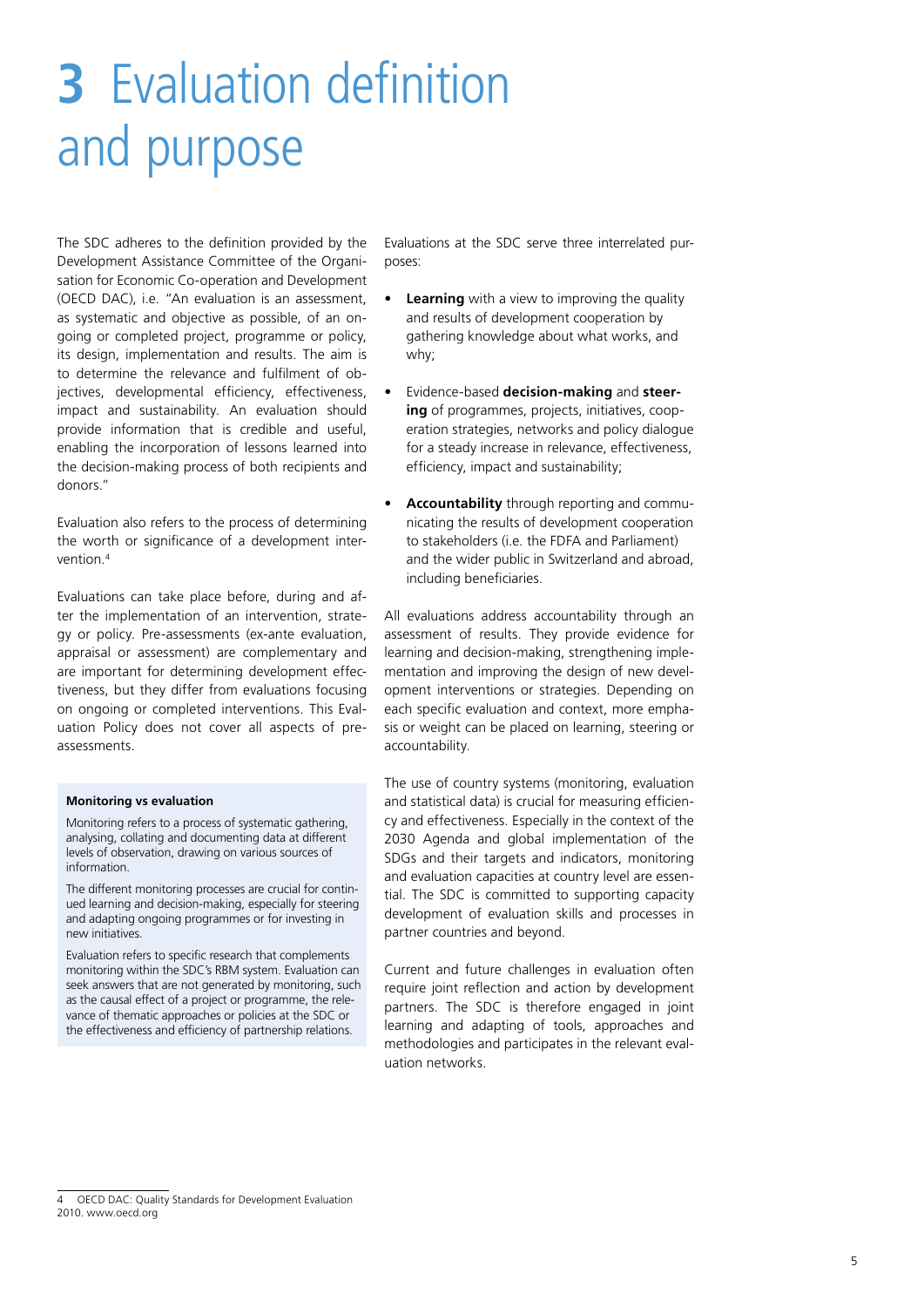# 3 Evaluation definition and purpose

The SDC adheres to the definition provided by the Development Assistance Committee of the Organisation for Economic Co-operation and Development (OECD DAC), i.e. "An evaluation is an assessment, as systematic and objective as possible, of an ongoing or completed project, programme or policy, its design, implementation and results. The aim is to determine the relevance and fulfilment of objectives, developmental efficiency, effectiveness, impact and sustainability. An evaluation should provide information that is credible and useful, enabling the incorporation of lessons learned into the decision-making process of both recipients and donors."

Evaluation also refers to the process of determining the worth or significance of a development intervention.[4]

Evaluations can take place before, during and after the implementation of an intervention, strategy or policy. Pre-assessments (ex-ante evaluation, appraisal or assessment) are complementary and are important for determining development effectiveness, but they differ from evaluations focusing on ongoing or completed interventions. This Evaluation Policy does not cover all aspects of pre-assessments.

**Monitoring vs evaluation**

Monitoring refers to a process of systematic gathering, analysing, collating and documenting data at different levels of observation, drawing on various sources of information.

The different monitoring processes are crucial for continued learning and decision-making, especially for steering and adapting ongoing programmes or for investing in new initiatives.

Evaluation refers to specific research that complements monitoring within the SDC's RBM system. Evaluation can seek answers that are not generated by monitoring, such as the causal effect of a project or programme, the relevance of thematic approaches or policies at the SDC or the effectiveness and efficiency of partnership relations.

Evaluations at the SDC serve three interrelated purposes:

- **Learning** with a view to improving the quality and results of development cooperation by gathering knowledge about what works, and why;
- Evidence-based **decision-making** and **steering** of programmes, projects, initiatives, cooperation strategies, networks and policy dialogue for a steady increase in relevance, effectiveness, efficiency, impact and sustainability;
- **Accountability** through reporting and communicating the results of development cooperation to stakeholders (i.e. the FDFA and Parliament) and the wider public in Switzerland and abroad, including beneficiaries.

All evaluations address accountability through an assessment of results. They provide evidence for learning and decision-making, strengthening implementation and improving the design of new development interventions or strategies. Depending on each specific evaluation and context, more emphasis or weight can be placed on learning, steering or accountability.

The use of country systems (monitoring, evaluation and statistical data) is crucial for measuring efficiency and effectiveness. Especially in the context of the 2030 Agenda and global implementation of the SDGs and their targets and indicators, monitoring and evaluation capacities at country level are essential. The SDC is committed to supporting capacity development of evaluation skills and processes in partner countries and beyond.

Current and future challenges in evaluation often require joint reflection and action by development partners. The SDC is therefore engaged in joint learning and adapting of tools, approaches and methodologies and participates in the relevant evaluation networks.

4 OECD DAC: Quality Standards for Development Evaluation 2010. www.oecd.org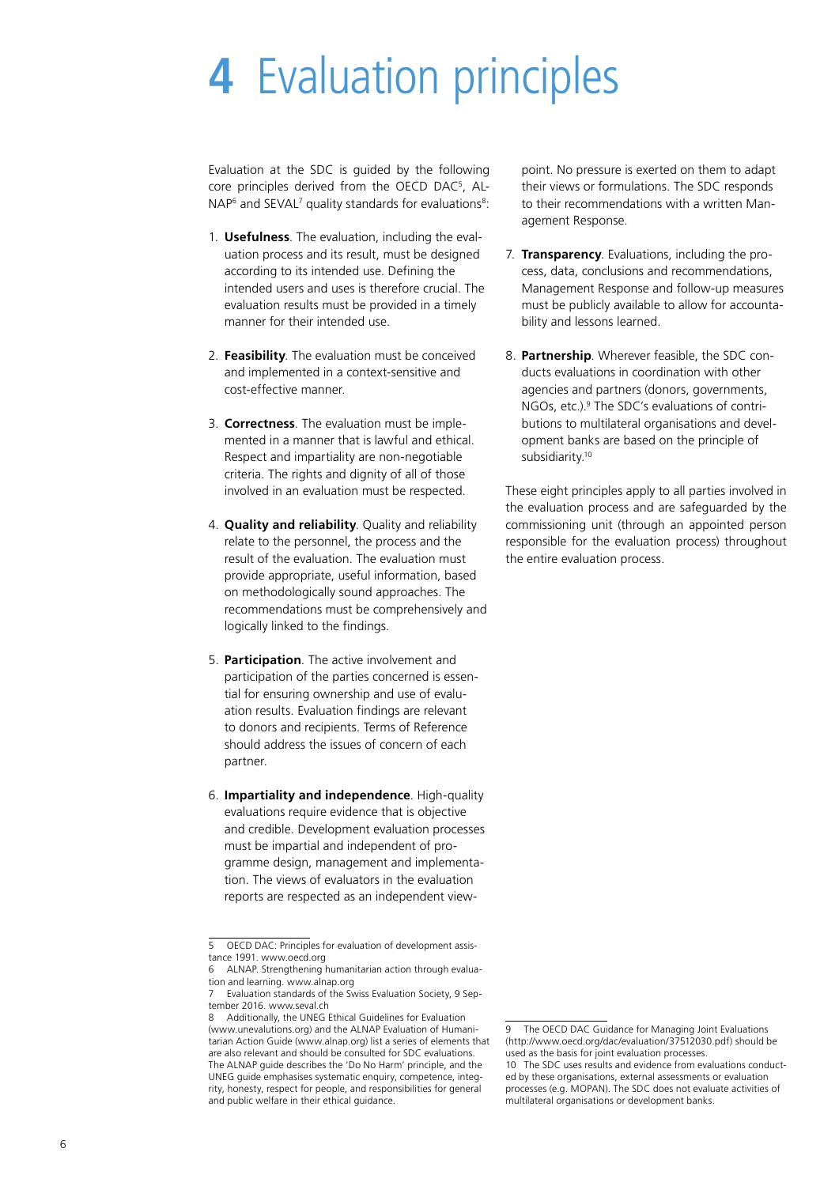# 4 Evaluation principles

Evaluation at the SDC is guided by the following core principles derived from the OECD DAC[5], ALNAP[6] and SEVAL[7] quality standards for evaluations[8]:

1. **Usefulness**. The evaluation, including the evaluation process and its result, must be designed according to its intended use. Defining the intended users and uses is therefore crucial. The evaluation results must be provided in a timely manner for their intended use.

2. **Feasibility**. The evaluation must be conceived and implemented in a context-sensitive and cost-effective manner.

3. **Correctness**. The evaluation must be implemented in a manner that is lawful and ethical. Respect and impartiality are non-negotiable criteria. The rights and dignity of all of those involved in an evaluation must be respected.

4. **Quality and reliability**. Quality and reliability relate to the personnel, the process and the result of the evaluation. The evaluation must provide appropriate, useful information, based on methodologically sound approaches. The recommendations must be comprehensively and logically linked to the findings.

5. **Participation**. The active involvement and participation of the parties concerned is essential for ensuring ownership and use of evaluation results. Evaluation findings are relevant to donors and recipients. Terms of Reference should address the issues of concern of each partner.

6. **Impartiality and independence**. High-quality evaluations require evidence that is objective and credible. Development evaluation processes must be impartial and independent of programme design, management and implementation. The views of evaluators in the evaluation reports are respected as an independent viewpoint. No pressure is exerted on them to adapt their views or formulations. The SDC responds to their recommendations with a written Management Response.

7. **Transparency**. Evaluations, including the process, data, conclusions and recommendations, Management Response and follow-up measures must be publicly available to allow for accountability and lessons learned.

8. **Partnership**. Wherever feasible, the SDC conducts evaluations in coordination with other agencies and partners (donors, governments, NGOs, etc.).[9] The SDC's evaluations of contributions to multilateral organisations and development banks are based on the principle of subsidiarity.[10]

These eight principles apply to all parties involved in the evaluation process and are safeguarded by the commissioning unit (through an appointed person responsible for the evaluation process) throughout the entire evaluation process.

---

5 OECD DAC: Principles for evaluation of development assistance 1991. www.oecd.org

6 ALNAP. Strengthening humanitarian action through evaluation and learning. www.alnap.org

7 Evaluation standards of the Swiss Evaluation Society, 9 September 2016. www.seval.ch

8 Additionally, the UNEG Ethical Guidelines for Evaluation (www.unevalutions.org) and the ALNAP Evaluation of Humanitarian Action Guide (www.alnap.org) list a series of elements that are also relevant and should be consulted for SDC evaluations. The ALNAP guide describes the 'Do No Harm' principle, and the UNEG guide emphasises systematic enquiry, competence, integrity, honesty, respect for people, and responsibilities for general and public welfare in their ethical guidance.

9 The OECD DAC Guidance for Managing Joint Evaluations (http://www.oecd.org/dac/evaluation/37512030.pdf) should be used as the basis for joint evaluation processes.

10 The SDC uses results and evidence from evaluations conducted by these organisations, external assessments or evaluation processes (e.g. MOPAN). The SDC does not evaluate activities of multilateral organisations or development banks.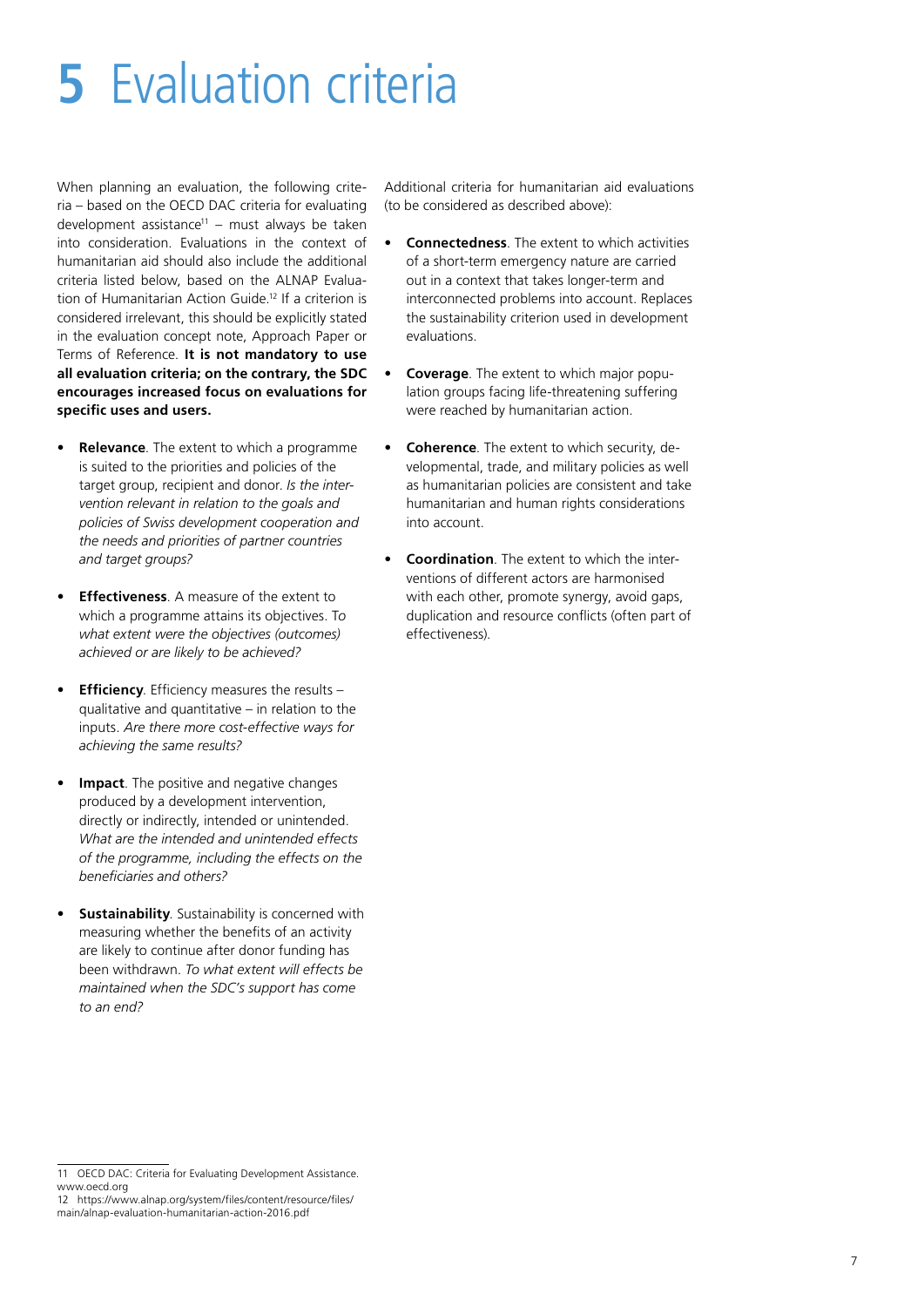# 5 Evaluation criteria

When planning an evaluation, the following criteria – based on the OECD DAC criteria for evaluating development assistance[11] – must always be taken into consideration. Evaluations in the context of humanitarian aid should also include the additional criteria listed below, based on the ALNAP Evaluation of Humanitarian Action Guide.[12] If a criterion is considered irrelevant, this should be explicitly stated in the evaluation concept note, Approach Paper or Terms of Reference. **It is not mandatory to use all evaluation criteria; on the contrary, the SDC encourages increased focus on evaluations for specific uses and users.**

- **Relevance**. The extent to which a programme is suited to the priorities and policies of the target group, recipient and donor. *Is the intervention relevant in relation to the goals and policies of Swiss development cooperation and the needs and priorities of partner countries and target groups?*
- **Effectiveness**. A measure of the extent to which a programme attains its objectives. *To what extent were the objectives (outcomes) achieved or are likely to be achieved?*
- **Efficiency**. Efficiency measures the results – qualitative and quantitative – in relation to the inputs. *Are there more cost-effective ways for achieving the same results?*
- **Impact**. The positive and negative changes produced by a development intervention, directly or indirectly, intended or unintended. *What are the intended and unintended effects of the programme, including the effects on the beneficiaries and others?*
- **Sustainability**. Sustainability is concerned with measuring whether the benefits of an activity are likely to continue after donor funding has been withdrawn. *To what extent will effects be maintained when the SDC's support has come to an end?*

Additional criteria for humanitarian aid evaluations (to be considered as described above):

- **Connectedness**. The extent to which activities of a short-term emergency nature are carried out in a context that takes longer-term and interconnected problems into account. Replaces the sustainability criterion used in development evaluations.
- **Coverage**. The extent to which major population groups facing life-threatening suffering were reached by humanitarian action.
- **Coherence**. The extent to which security, developmental, trade, and military policies as well as humanitarian policies are consistent and take humanitarian and human rights considerations into account.
- **Coordination**. The extent to which the interventions of different actors are harmonised with each other, promote synergy, avoid gaps, duplication and resource conflicts (often part of effectiveness).

---

11 OECD DAC: Criteria for Evaluating Development Assistance. www.oecd.org

12 https://www.alnap.org/system/files/content/resource/files/main/alnap-evaluation-humanitarian-action-2016.pdf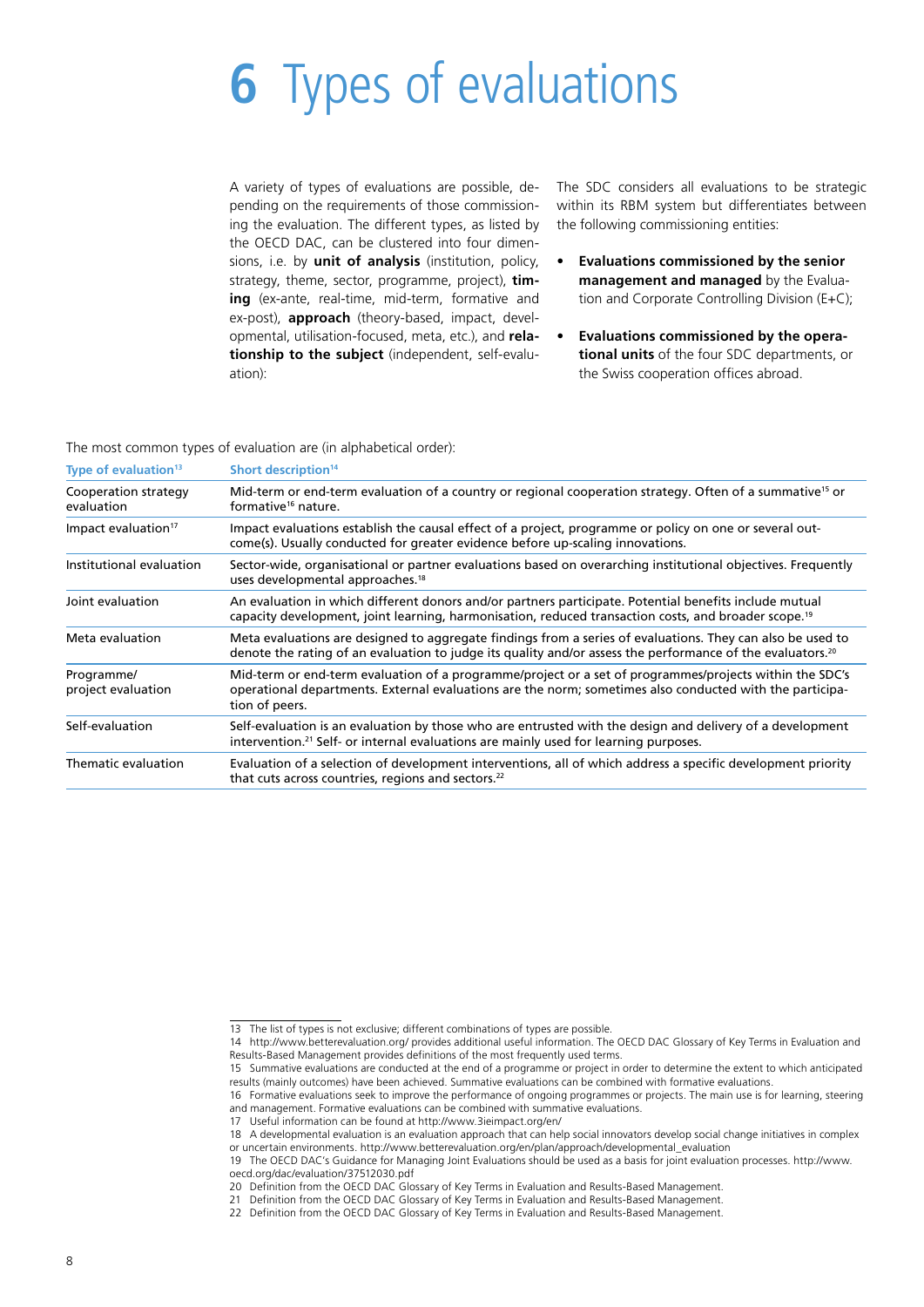# 6 Types of evaluations

A variety of types of evaluations are possible, depending on the requirements of those commissioning the evaluation. The different types, as listed by the OECD DAC, can be clustered into four dimensions, i.e. by **unit of analysis** (institution, policy, strategy, theme, sector, programme, project), **timing** (ex-ante, real-time, mid-term, formative and ex-post), **approach** (theory-based, impact, developmental, utilisation-focused, meta, etc.), and **relationship to the subject** (independent, self-evaluation):

The SDC considers all evaluations to be strategic within its RBM system but differentiates between the following commissioning entities:

- **Evaluations commissioned by the senior management and managed** by the Evaluation and Corporate Controlling Division (E+C);
- **Evaluations commissioned by the operational units** of the four SDC departments, or the Swiss cooperation offices abroad.

The most common types of evaluation are (in alphabetical order):

| Type of evaluation[13] | Short description[14] |
|---|---|
| Cooperation strategy evaluation | Mid-term or end-term evaluation of a country or regional cooperation strategy. Often of a summative[15] or formative[16] nature. |
| Impact evaluation[17] | Impact evaluations establish the causal effect of a project, programme or policy on one or several outcome(s). Usually conducted for greater evidence before up-scaling innovations. |
| Institutional evaluation | Sector-wide, organisational or partner evaluations based on overarching institutional objectives. Frequently uses developmental approaches.[18] |
| Joint evaluation | An evaluation in which different donors and/or partners participate. Potential benefits include mutual capacity development, joint learning, harmonisation, reduced transaction costs, and broader scope.[19] |
| Meta evaluation | Meta evaluations are designed to aggregate findings from a series of evaluations. They can also be used to denote the rating of an evaluation to judge its quality and/or assess the performance of the evaluators.[20] |
| Programme/ project evaluation | Mid-term or end-term evaluation of a programme/project or a set of programmes/projects within the SDC's operational departments. External evaluations are the norm; sometimes also conducted with the participation of peers. |
| Self-evaluation | Self-evaluation is an evaluation by those who are entrusted with the design and delivery of a development intervention.[21] Self- or internal evaluations are mainly used for learning purposes. |
| Thematic evaluation | Evaluation of a selection of development interventions, all of which address a specific development priority that cuts across countries, regions and sectors.[22] |

13 The list of types is not exclusive; different combinations of types are possible.

14 http://www.betterevaluation.org/ provides additional useful information. The OECD DAC Glossary of Key Terms in Evaluation and Results-Based Management provides definitions of the most frequently used terms.

15 Summative evaluations are conducted at the end of a programme or project in order to determine the extent to which anticipated results (mainly outcomes) have been achieved. Summative evaluations can be combined with formative evaluations.

16 Formative evaluations seek to improve the performance of ongoing programmes or projects. The main use is for learning, steering and management. Formative evaluations can be combined with summative evaluations.

17 Useful information can be found at http://www.3ieimpact.org/en/

18 A developmental evaluation is an evaluation approach that can help social innovators develop social change initiatives in complex or uncertain environments. http://www.betterevaluation.org/en/plan/approach/developmental_evaluation

19 The OECD DAC's Guidance for Managing Joint Evaluations should be used as a basis for joint evaluation processes. http://www.oecd.org/dac/evaluation/37512030.pdf

20 Definition from the OECD DAC Glossary of Key Terms in Evaluation and Results-Based Management.

21 Definition from the OECD DAC Glossary of Key Terms in Evaluation and Results-Based Management.

22 Definition from the OECD DAC Glossary of Key Terms in Evaluation and Results-Based Management.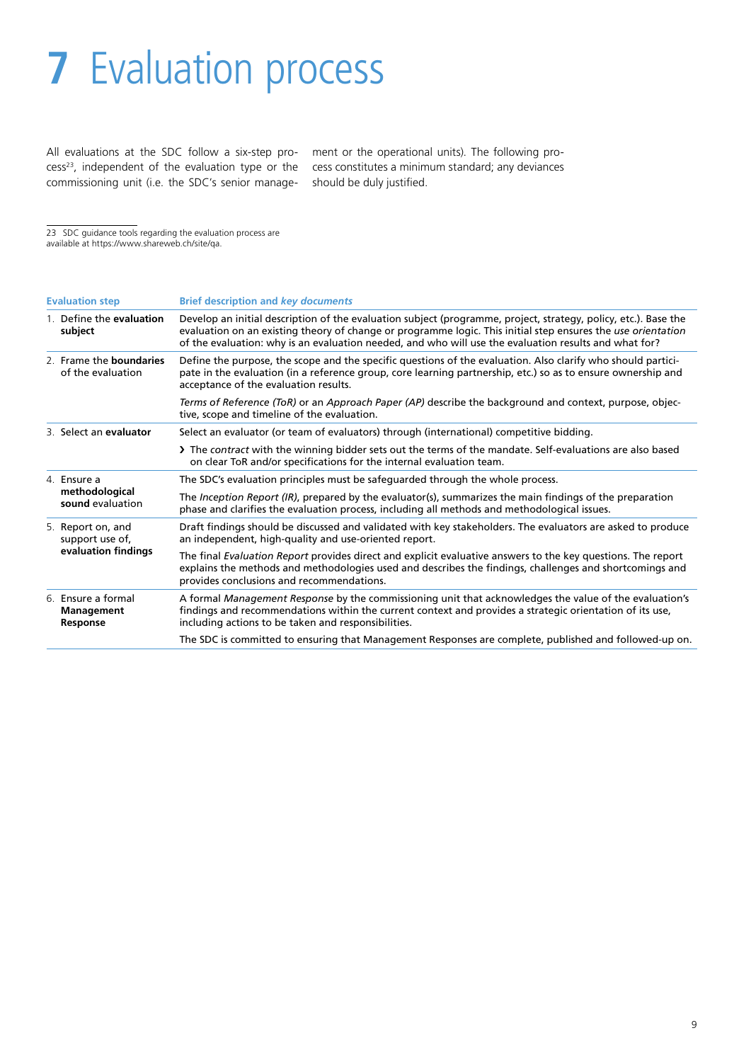# 7 Evaluation process

All evaluations at the SDC follow a six-step process[23], independent of the evaluation type or the commissioning unit (i.e. the SDC's senior management or the operational units). The following process constitutes a minimum standard; any deviances should be duly justified.

23 SDC guidance tools regarding the evaluation process are available at https://www.shareweb.ch/site/qa.

| Evaluation step | Brief description and *key documents* |
|---|---|
| 1. Define the **evaluation subject** | Develop an initial description of the evaluation subject (programme, project, strategy, policy, etc.). Base the evaluation on an existing theory of change or programme logic. This initial step ensures the *use orientation* of the evaluation: why is an evaluation needed, and who will use the evaluation results and what for? |
| 2. Frame the **boundaries** of the evaluation | Define the purpose, the scope and the specific questions of the evaluation. Also clarify who should participate in the evaluation (in a reference group, core learning partnership, etc.) so as to ensure ownership and acceptance of the evaluation results. |
| | *Terms of Reference (ToR)* or an *Approach Paper (AP)* describe the background and context, purpose, objective, scope and timeline of the evaluation. |
| 3. Select an **evaluator** | Select an evaluator (or team of evaluators) through (international) competitive bidding. |
| | › The *contract* with the winning bidder sets out the terms of the mandate. Self-evaluations are also based on clear ToR and/or specifications for the internal evaluation team. |
| 4. Ensure a **methodological sound** evaluation | The SDC's evaluation principles must be safeguarded through the whole process. |
| | The *Inception Report (IR)*, prepared by the evaluator(s), summarizes the main findings of the preparation phase and clarifies the evaluation process, including all methods and methodological issues. |
| 5. Report on, and support use of, **evaluation findings** | Draft findings should be discussed and validated with key stakeholders. The evaluators are asked to produce an independent, high-quality and use-oriented report. |
| | The final *Evaluation Report* provides direct and explicit evaluative answers to the key questions. The report explains the methods and methodologies used and describes the findings, challenges and shortcomings and provides conclusions and recommendations. |
| 6. Ensure a formal **Management Response** | A formal *Management Response* by the commissioning unit that acknowledges the value of the evaluation's findings and recommendations within the current context and provides a strategic orientation of its use, including actions to be taken and responsibilities. |
| | The SDC is committed to ensuring that Management Responses are complete, published and followed-up on. |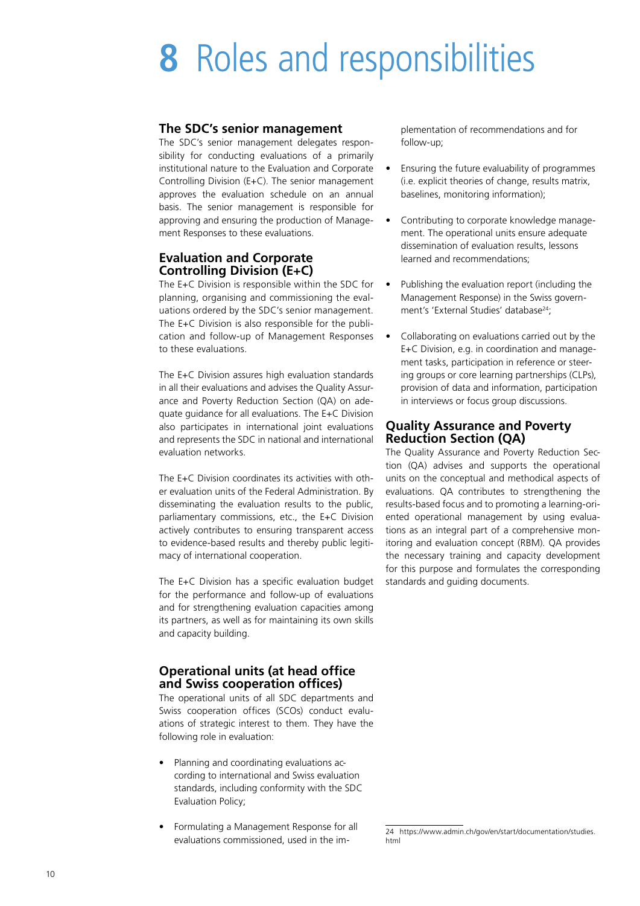# 8 Roles and responsibilities

## The SDC's senior management

The SDC's senior management delegates responsibility for conducting evaluations of a primarily institutional nature to the Evaluation and Corporate Controlling Division (E+C). The senior management approves the evaluation schedule on an annual basis. The senior management is responsible for approving and ensuring the production of Management Responses to these evaluations.

## Evaluation and Corporate Controlling Division (E+C)

The E+C Division is responsible within the SDC for planning, organising and commissioning the evaluations ordered by the SDC's senior management. The E+C Division is also responsible for the publication and follow-up of Management Responses to these evaluations.

The E+C Division assures high evaluation standards in all their evaluations and advises the Quality Assurance and Poverty Reduction Section (QA) on adequate guidance for all evaluations. The E+C Division also participates in international joint evaluations and represents the SDC in national and international evaluation networks.

The E+C Division coordinates its activities with other evaluation units of the Federal Administration. By disseminating the evaluation results to the public, parliamentary commissions, etc., the E+C Division actively contributes to ensuring transparent access to evidence-based results and thereby public legitimacy of international cooperation.

The E+C Division has a specific evaluation budget for the performance and follow-up of evaluations and for strengthening evaluation capacities among its partners, as well as for maintaining its own skills and capacity building.

## Operational units (at head office and Swiss cooperation offices)

The operational units of all SDC departments and Swiss cooperation offices (SCOs) conduct evaluations of strategic interest to them. They have the following role in evaluation:

- Planning and coordinating evaluations according to international and Swiss evaluation standards, including conformity with the SDC Evaluation Policy;
- Formulating a Management Response for all evaluations commissioned, used in the implementation of recommendations and for follow-up;
- Ensuring the future evaluability of programmes (i.e. explicit theories of change, results matrix, baselines, monitoring information);
- Contributing to corporate knowledge management. The operational units ensure adequate dissemination of evaluation results, lessons learned and recommendations;
- Publishing the evaluation report (including the Management Response) in the Swiss government's 'External Studies' database[24];
- Collaborating on evaluations carried out by the E+C Division, e.g. in coordination and management tasks, participation in reference or steering groups or core learning partnerships (CLPs), provision of data and information, participation in interviews or focus group discussions.

## Quality Assurance and Poverty Reduction Section (QA)

The Quality Assurance and Poverty Reduction Section (QA) advises and supports the operational units on the conceptual and methodical aspects of evaluations. QA contributes to strengthening the results-based focus and to promoting a learning-oriented operational management by using evaluations as an integral part of a comprehensive monitoring and evaluation concept (RBM). QA provides the necessary training and capacity development for this purpose and formulates the corresponding standards and guiding documents.

---

24 https://www.admin.ch/gov/en/start/documentation/studies.html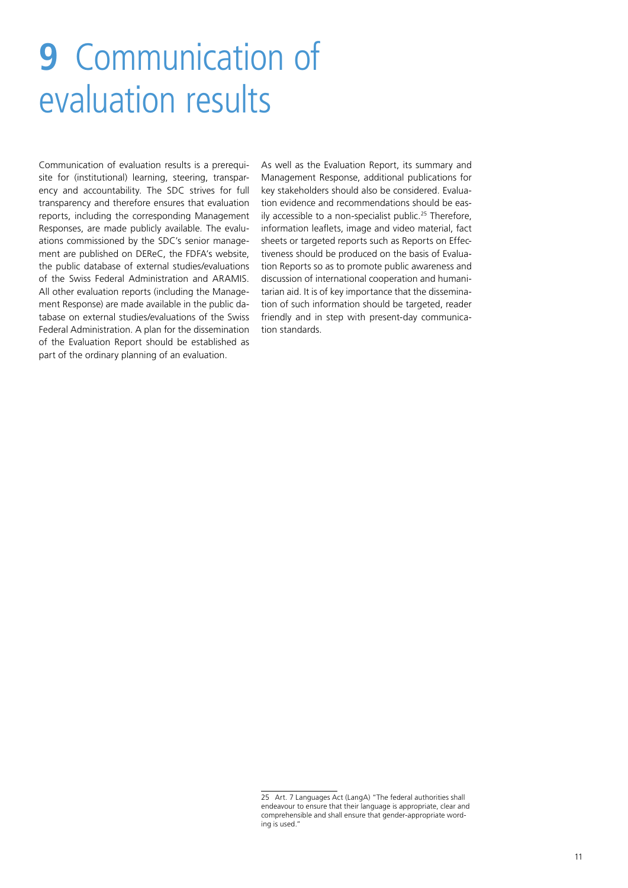# 9 Communication of evaluation results

Communication of evaluation results is a prerequisite for (institutional) learning, steering, transparency and accountability. The SDC strives for full transparency and therefore ensures that evaluation reports, including the corresponding Management Responses, are made publicly available. The evaluations commissioned by the SDC's senior management are published on DEReC, the FDFA's website, the public database of external studies/evaluations of the Swiss Federal Administration and ARAMIS. All other evaluation reports (including the Management Response) are made available in the public database on external studies/evaluations of the Swiss Federal Administration. A plan for the dissemination of the Evaluation Report should be established as part of the ordinary planning of an evaluation.

As well as the Evaluation Report, its summary and Management Response, additional publications for key stakeholders should also be considered. Evaluation evidence and recommendations should be easily accessible to a non-specialist public.[25] Therefore, information leaflets, image and video material, fact sheets or targeted reports such as Reports on Effectiveness should be produced on the basis of Evaluation Reports so as to promote public awareness and discussion of international cooperation and humanitarian aid. It is of key importance that the dissemination of such information should be targeted, reader friendly and in step with present-day communication standards.

---

25 Art. 7 Languages Act (LangA) "The federal authorities shall endeavour to ensure that their language is appropriate, clear and comprehensible and shall ensure that gender-appropriate wording is used."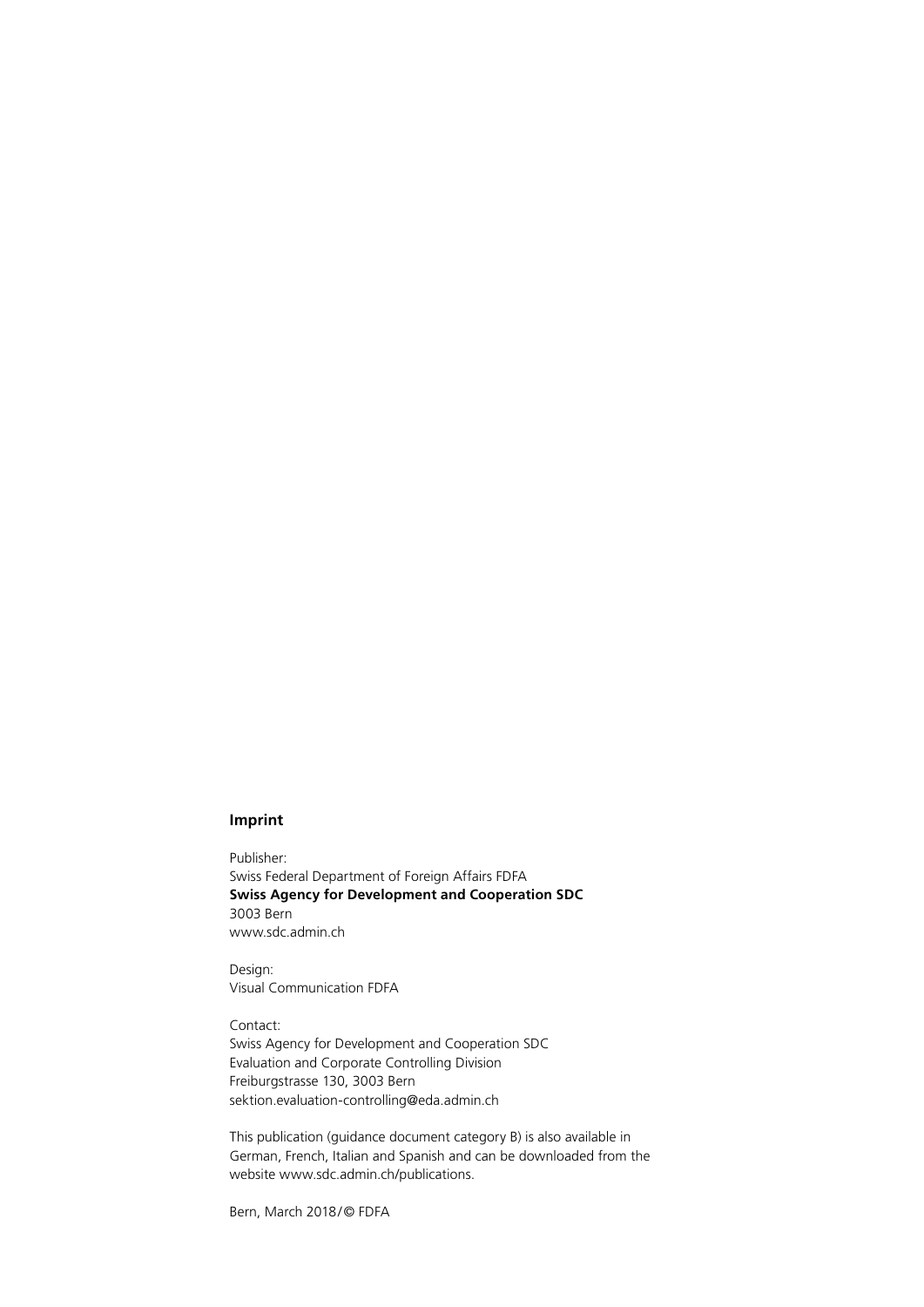## Imprint

Publisher:
Swiss Federal Department of Foreign Affairs FDFA
**Swiss Agency for Development and Cooperation SDC**
3003 Bern
www.sdc.admin.ch

Design:
Visual Communication FDFA

Contact:
Swiss Agency for Development and Cooperation SDC
Evaluation and Corporate Controlling Division
Freiburgstrasse 130, 3003 Bern
sektion.evaluation-controlling@eda.admin.ch

This publication (guidance document category B) is also available in German, French, Italian and Spanish and can be downloaded from the website www.sdc.admin.ch/publications.

Bern, March 2018/© FDFA